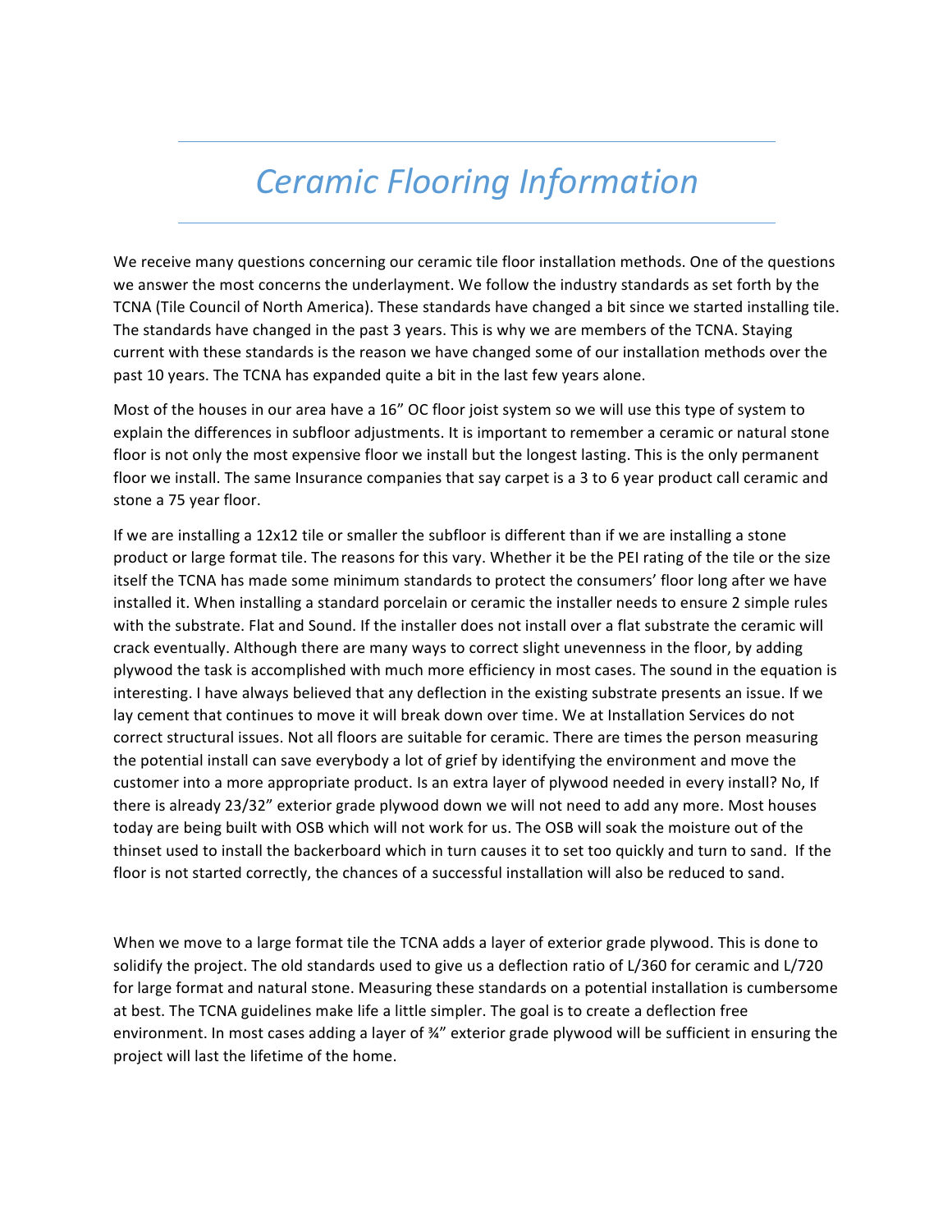# *Ceramic Flooring Information*

We receive many questions concerning our ceramic tile floor installation methods. One of the questions we answer the most concerns the underlayment. We follow the industry standards as set forth by the TCNA (Tile Council of North America). These standards have changed a bit since we started installing tile. The standards have changed in the past 3 years. This is why we are members of the TCNA. Staying current with these standards is the reason we have changed some of our installation methods over the past 10 years. The TCNA has expanded quite a bit in the last few years alone.

Most of the houses in our area have a 16" OC floor joist system so we will use this type of system to explain the differences in subfloor adjustments. It is important to remember a ceramic or natural stone floor is not only the most expensive floor we install but the longest lasting. This is the only permanent floor we install. The same Insurance companies that say carpet is a 3 to 6 year product call ceramic and stone a 75 year floor.

If we are installing a 12x12 tile or smaller the subfloor is different than if we are installing a stone product or large format tile. The reasons for this vary. Whether it be the PEI rating of the tile or the size itself the TCNA has made some minimum standards to protect the consumers' floor long after we have installed it. When installing a standard porcelain or ceramic the installer needs to ensure 2 simple rules with the substrate. Flat and Sound. If the installer does not install over a flat substrate the ceramic will crack eventually. Although there are many ways to correct slight unevenness in the floor, by adding plywood the task is accomplished with much more efficiency in most cases. The sound in the equation is interesting. I have always believed that any deflection in the existing substrate presents an issue. If we lay cement that continues to move it will break down over time. We at Installation Services do not correct structural issues. Not all floors are suitable for ceramic. There are times the person measuring the potential install can save everybody a lot of grief by identifying the environment and move the customer into a more appropriate product. Is an extra layer of plywood needed in every install? No, If there is already 23/32" exterior grade plywood down we will not need to add any more. Most houses today are being built with OSB which will not work for us. The OSB will soak the moisture out of the thinset used to install the backerboard which in turn causes it to set too quickly and turn to sand. If the floor is not started correctly, the chances of a successful installation will also be reduced to sand.

When we move to a large format tile the TCNA adds a layer of exterior grade plywood. This is done to solidify the project. The old standards used to give us a deflection ratio of L/360 for ceramic and L/720 for large format and natural stone. Measuring these standards on a potential installation is cumbersome at best. The TCNA guidelines make life a little simpler. The goal is to create a deflection free environment. In most cases adding a layer of ¾" exterior grade plywood will be sufficient in ensuring the project will last the lifetime of the home.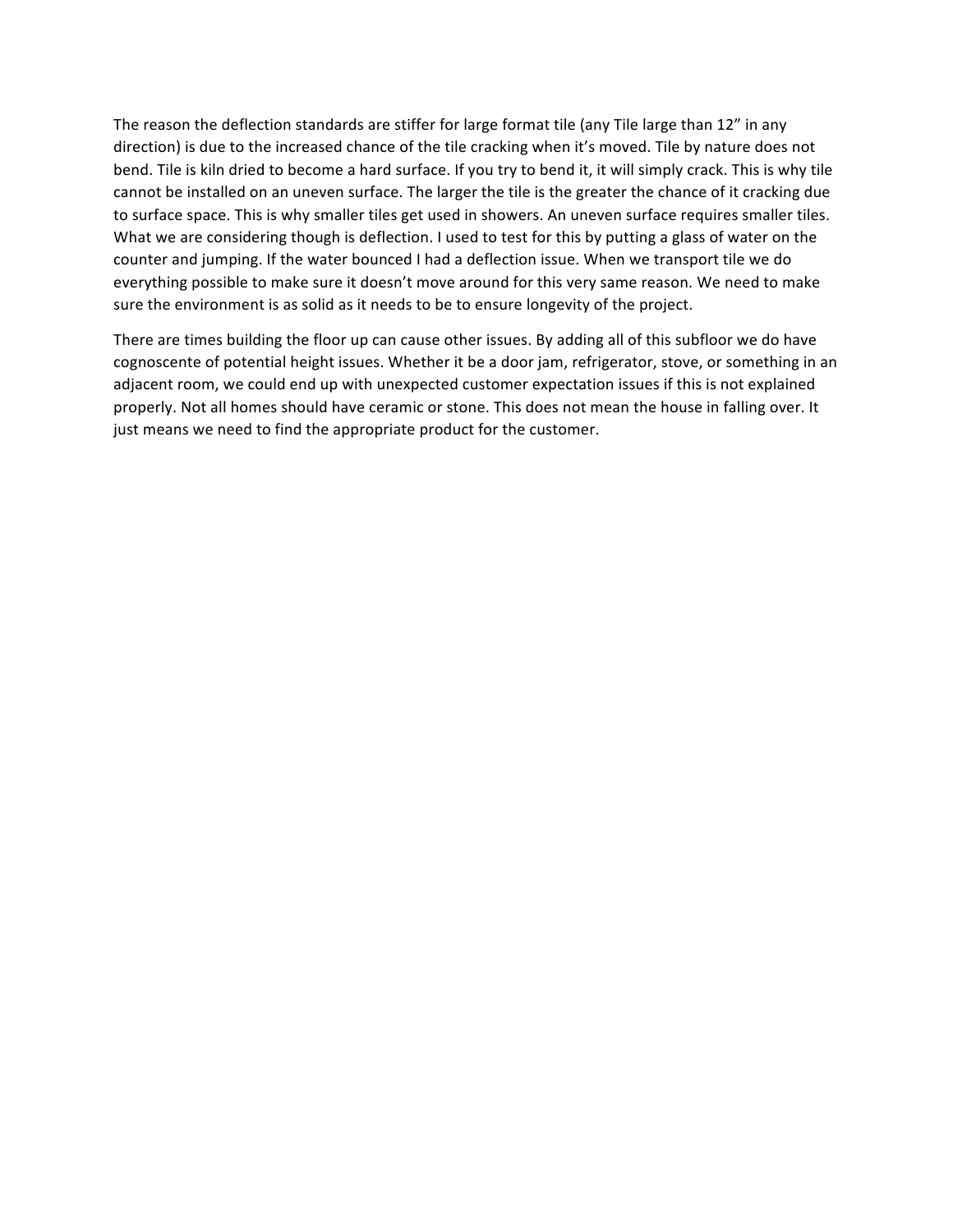The reason the deflection standards are stiffer for large format tile (any Tile large than 12" in any direction) is due to the increased chance of the tile cracking when it's moved. Tile by nature does not bend. Tile is kiln dried to become a hard surface. If you try to bend it, it will simply crack. This is why tile cannot be installed on an uneven surface. The larger the tile is the greater the chance of it cracking due to surface space. This is why smaller tiles get used in showers. An uneven surface requires smaller tiles. What we are considering though is deflection. I used to test for this by putting a glass of water on the counter and jumping. If the water bounced I had a deflection issue. When we transport tile we do everything possible to make sure it doesn't move around for this very same reason. We need to make sure the environment is as solid as it needs to be to ensure longevity of the project.

There are times building the floor up can cause other issues. By adding all of this subfloor we do have cognoscente of potential height issues. Whether it be a door jam, refrigerator, stove, or something in an adjacent room, we could end up with unexpected customer expectation issues if this is not explained properly. Not all homes should have ceramic or stone. This does not mean the house in falling over. It just means we need to find the appropriate product for the customer.